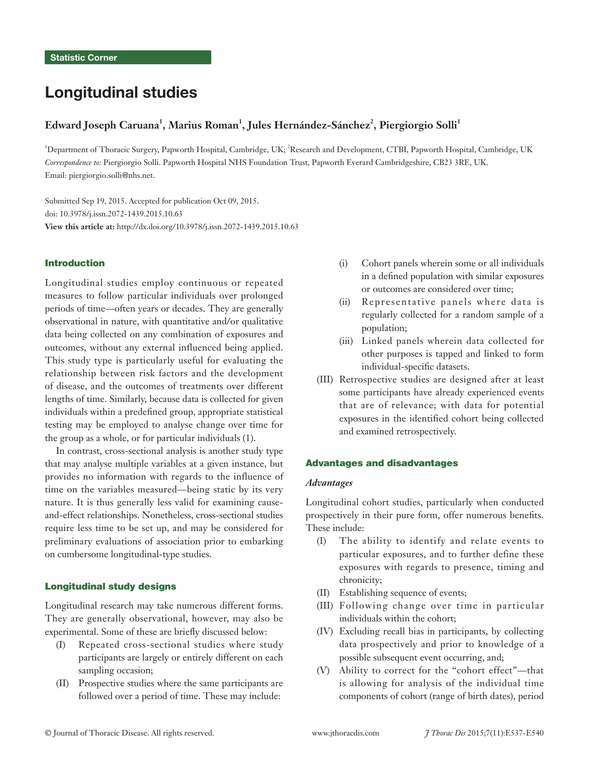Statistic Corner

# Longitudinal studies

**Edward Joseph Caruana[1], Marius Roman[1], Jules Hernández-Sánchez[2], Piergiorgio Solli[1]**

[1]Department of Thoracic Surgery, Papworth Hospital, Cambridge, UK; [2]Research and Development, CTBI, Papworth Hospital, Cambridge, UK

*Correspondence to:* Piergiorgio Solli. Papworth Hospital NHS Foundation Trust, Papworth Everard Cambridgeshire, CB23 3RE, UK. Email: piergiorgio.solli@nhs.net.

Submitted Sep 19, 2015. Accepted for publication Oct 09, 2015.
doi: 10.3978/j.issn.2072-1439.2015.10.63
**View this article at:** http://dx.doi.org/10.3978/j.issn.2072-1439.2015.10.63

## Introduction

Longitudinal studies employ continuous or repeated measures to follow particular individuals over prolonged periods of time—often years or decades. They are generally observational in nature, with quantitative and/or qualitative data being collected on any combination of exposures and outcomes, without any external influenced being applied. This study type is particularly useful for evaluating the relationship between risk factors and the development of disease, and the outcomes of treatments over different lengths of time. Similarly, because data is collected for given individuals within a predefined group, appropriate statistical testing may be employed to analyse change over time for the group as a whole, or for particular individuals (1).

In contrast, cross-sectional analysis is another study type that may analyse multiple variables at a given instance, but provides no information with regards to the influence of time on the variables measured—being static by its very nature. It is thus generally less valid for examining cause-and-effect relationships. Nonetheless, cross-sectional studies require less time to be set up, and may be considered for preliminary evaluations of association prior to embarking on cumbersome longitudinal-type studies.

## Longitudinal study designs

Longitudinal research may take numerous different forms. They are generally observational, however, may also be experimental. Some of these are briefly discussed below:

(I) Repeated cross-sectional studies where study participants are largely or entirely different on each sampling occasion;

(II) Prospective studies where the same participants are followed over a period of time. These may include:

- (i) Cohort panels wherein some or all individuals in a defined population with similar exposures or outcomes are considered over time;
- (ii) Representative panels where data is regularly collected for a random sample of a population;
- (iii) Linked panels wherein data collected for other purposes is tapped and linked to form individual-specific datasets.

(III) Retrospective studies are designed after at least some participants have already experienced events that are of relevance; with data for potential exposures in the identified cohort being collected and examined retrospectively.

## Advantages and disadvantages

### *Advantages*

Longitudinal cohort studies, particularly when conducted prospectively in their pure form, offer numerous benefits. These include:

(I) The ability to identify and relate events to particular exposures, and to further define these exposures with regards to presence, timing and chronicity;

(II) Establishing sequence of events;

(III) Following change over time in particular individuals within the cohort;

(IV) Excluding recall bias in participants, by collecting data prospectively and prior to knowledge of a possible subsequent event occurring, and;

(V) Ability to correct for the "cohort effect"—that is allowing for analysis of the individual time components of cohort (range of birth dates), period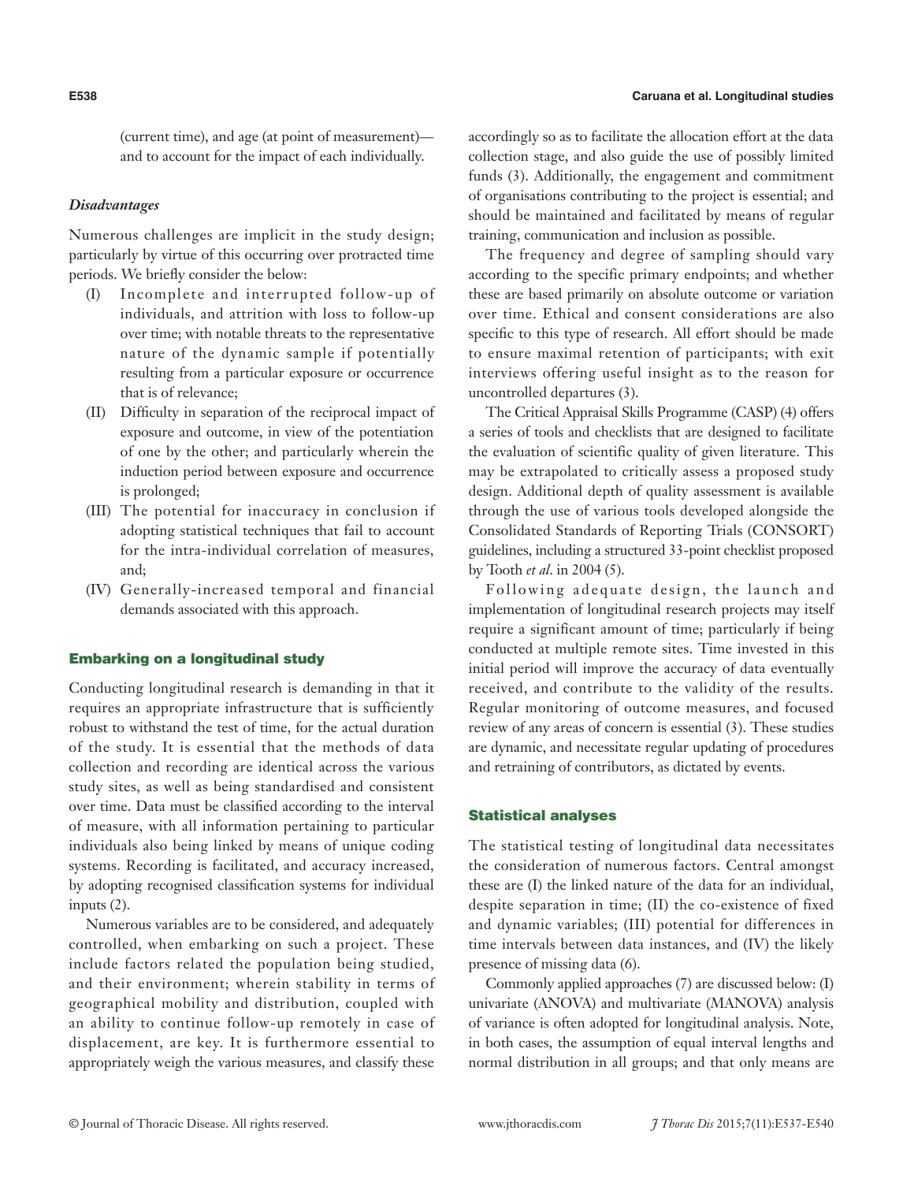(current time), and age (at point of measurement)—and to account for the impact of each individually.

### *Disadvantages*

Numerous challenges are implicit in the study design; particularly by virtue of this occurring over protracted time periods. We briefly consider the below:

(I) Incomplete and interrupted follow-up of individuals, and attrition with loss to follow-up over time; with notable threats to the representative nature of the dynamic sample if potentially resulting from a particular exposure or occurrence that is of relevance;

(II) Difficulty in separation of the reciprocal impact of exposure and outcome, in view of the potentiation of one by the other; and particularly wherein the induction period between exposure and occurrence is prolonged;

(III) The potential for inaccuracy in conclusion if adopting statistical techniques that fail to account for the intra-individual correlation of measures, and;

(IV) Generally-increased temporal and financial demands associated with this approach.

## Embarking on a longitudinal study

Conducting longitudinal research is demanding in that it requires an appropriate infrastructure that is sufficiently robust to withstand the test of time, for the actual duration of the study. It is essential that the methods of data collection and recording are identical across the various study sites, as well as being standardised and consistent over time. Data must be classified according to the interval of measure, with all information pertaining to particular individuals also being linked by means of unique coding systems. Recording is facilitated, and accuracy increased, by adopting recognised classification systems for individual inputs (2).

Numerous variables are to be considered, and adequately controlled, when embarking on such a project. These include factors related the population being studied, and their environment; wherein stability in terms of geographical mobility and distribution, coupled with an ability to continue follow-up remotely in case of displacement, are key. It is furthermore essential to appropriately weigh the various measures, and classify these accordingly so as to facilitate the allocation effort at the data collection stage, and also guide the use of possibly limited funds (3). Additionally, the engagement and commitment of organisations contributing to the project is essential; and should be maintained and facilitated by means of regular training, communication and inclusion as possible.

The frequency and degree of sampling should vary according to the specific primary endpoints; and whether these are based primarily on absolute outcome or variation over time. Ethical and consent considerations are also specific to this type of research. All effort should be made to ensure maximal retention of participants; with exit interviews offering useful insight as to the reason for uncontrolled departures (3).

The Critical Appraisal Skills Programme (CASP) (4) offers a series of tools and checklists that are designed to facilitate the evaluation of scientific quality of given literature. This may be extrapolated to critically assess a proposed study design. Additional depth of quality assessment is available through the use of various tools developed alongside the Consolidated Standards of Reporting Trials (CONSORT) guidelines, including a structured 33-point checklist proposed by Tooth *et al*. in 2004 (5).

Following adequate design, the launch and implementation of longitudinal research projects may itself require a significant amount of time; particularly if being conducted at multiple remote sites. Time invested in this initial period will improve the accuracy of data eventually received, and contribute to the validity of the results. Regular monitoring of outcome measures, and focused review of any areas of concern is essential (3). These studies are dynamic, and necessitate regular updating of procedures and retraining of contributors, as dictated by events.

## Statistical analyses

The statistical testing of longitudinal data necessitates the consideration of numerous factors. Central amongst these are (I) the linked nature of the data for an individual, despite separation in time; (II) the co-existence of fixed and dynamic variables; (III) potential for differences in time intervals between data instances, and (IV) the likely presence of missing data (6).

Commonly applied approaches (7) are discussed below: (I) univariate (ANOVA) and multivariate (MANOVA) analysis of variance is often adopted for longitudinal analysis. Note, in both cases, the assumption of equal interval lengths and normal distribution in all groups; and that only means are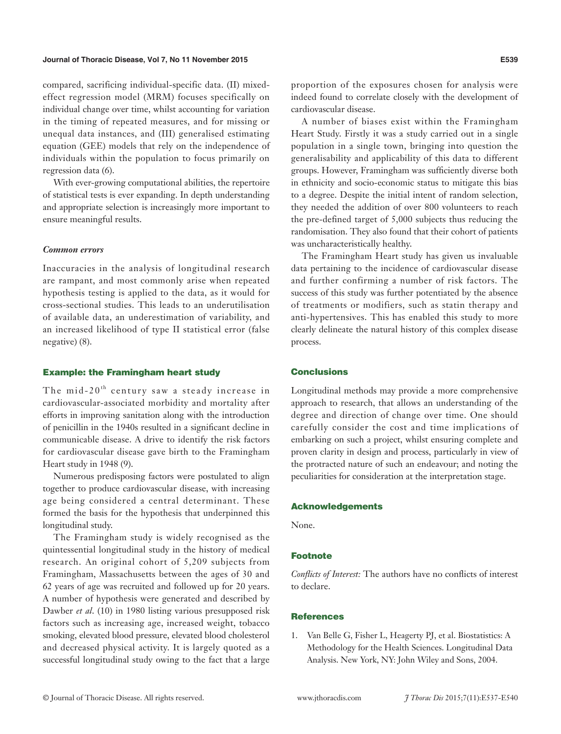compared, sacrificing individual-specific data. (II) mixed-effect regression model (MRM) focuses specifically on individual change over time, whilst accounting for variation in the timing of repeated measures, and for missing or unequal data instances, and (III) generalised estimating equation (GEE) models that rely on the independence of individuals within the population to focus primarily on regression data (6).

With ever-growing computational abilities, the repertoire of statistical tests is ever expanding. In depth understanding and appropriate selection is increasingly more important to ensure meaningful results.

### *Common errors*

Inaccuracies in the analysis of longitudinal research are rampant, and most commonly arise when repeated hypothesis testing is applied to the data, as it would for cross-sectional studies. This leads to an underutilisation of available data, an underestimation of variability, and an increased likelihood of type II statistical error (false negative) (8).

## Example: the Framingham heart study

The mid-20$^{th}$ century saw a steady increase in cardiovascular-associated morbidity and mortality after efforts in improving sanitation along with the introduction of penicillin in the 1940s resulted in a significant decline in communicable disease. A drive to identify the risk factors for cardiovascular disease gave birth to the Framingham Heart study in 1948 (9).

Numerous predisposing factors were postulated to align together to produce cardiovascular disease, with increasing age being considered a central determinant. These formed the basis for the hypothesis that underpinned this longitudinal study.

The Framingham study is widely recognised as the quintessential longitudinal study in the history of medical research. An original cohort of 5,209 subjects from Framingham, Massachusetts between the ages of 30 and 62 years of age was recruited and followed up for 20 years. A number of hypothesis were generated and described by Dawber *et al*. (10) in 1980 listing various presupposed risk factors such as increasing age, increased weight, tobacco smoking, elevated blood pressure, elevated blood cholesterol and decreased physical activity. It is largely quoted as a successful longitudinal study owing to the fact that a large proportion of the exposures chosen for analysis were indeed found to correlate closely with the development of cardiovascular disease.

A number of biases exist within the Framingham Heart Study. Firstly it was a study carried out in a single population in a single town, bringing into question the generalisability and applicability of this data to different groups. However, Framingham was sufficiently diverse both in ethnicity and socio-economic status to mitigate this bias to a degree. Despite the initial intent of random selection, they needed the addition of over 800 volunteers to reach the pre-defined target of 5,000 subjects thus reducing the randomisation. They also found that their cohort of patients was uncharacteristically healthy.

The Framingham Heart study has given us invaluable data pertaining to the incidence of cardiovascular disease and further confirming a number of risk factors. The success of this study was further potentiated by the absence of treatments or modifiers, such as statin therapy and anti-hypertensives. This has enabled this study to more clearly delineate the natural history of this complex disease process.

## Conclusions

Longitudinal methods may provide a more comprehensive approach to research, that allows an understanding of the degree and direction of change over time. One should carefully consider the cost and time implications of embarking on such a project, whilst ensuring complete and proven clarity in design and process, particularly in view of the protracted nature of such an endeavour; and noting the peculiarities for consideration at the interpretation stage.

## Acknowledgements

None.

## Footnote

*Conflicts of Interest:* The authors have no conflicts of interest to declare.

## References

1. Van Belle G, Fisher L, Heagerty PJ, et al. Biostatistics: A Methodology for the Health Sciences. Longitudinal Data Analysis. New York, NY: John Wiley and Sons, 2004.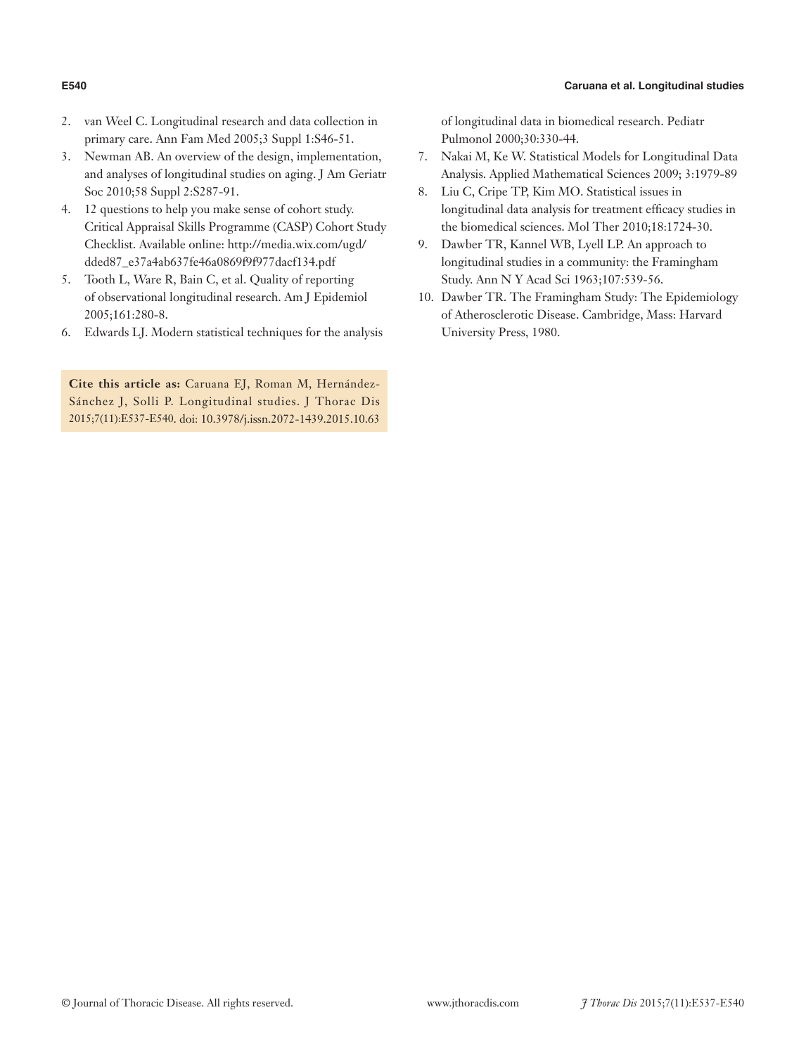2. van Weel C. Longitudinal research and data collection in primary care. Ann Fam Med 2005;3 Suppl 1:S46-51.
3. Newman AB. An overview of the design, implementation, and analyses of longitudinal studies on aging. J Am Geriatr Soc 2010;58 Suppl 2:S287-91.
4. 12 questions to help you make sense of cohort study. Critical Appraisal Skills Programme (CASP) Cohort Study Checklist. Available online: http://media.wix.com/ugd/dded87_e37a4ab637fe46a0869f9f977dacf134.pdf
5. Tooth L, Ware R, Bain C, et al. Quality of reporting of observational longitudinal research. Am J Epidemiol 2005;161:280-8.
6. Edwards LJ. Modern statistical techniques for the analysis of longitudinal data in biomedical research. Pediatr Pulmonol 2000;30:330-44.
7. Nakai M, Ke W. Statistical Models for Longitudinal Data Analysis. Applied Mathematical Sciences 2009; 3:1979-89
8. Liu C, Cripe TP, Kim MO. Statistical issues in longitudinal data analysis for treatment efficacy studies in the biomedical sciences. Mol Ther 2010;18:1724-30.
9. Dawber TR, Kannel WB, Lyell LP. An approach to longitudinal studies in a community: the Framingham Study. Ann N Y Acad Sci 1963;107:539-56.
10. Dawber TR. The Framingham Study: The Epidemiology of Atherosclerotic Disease. Cambridge, Mass: Harvard University Press, 1980.

**Cite this article as:** Caruana EJ, Roman M, Hernández-Sánchez J, Solli P. Longitudinal studies. J Thorac Dis 2015;7(11):E537-E540. doi: 10.3978/j.issn.2072-1439.2015.10.63